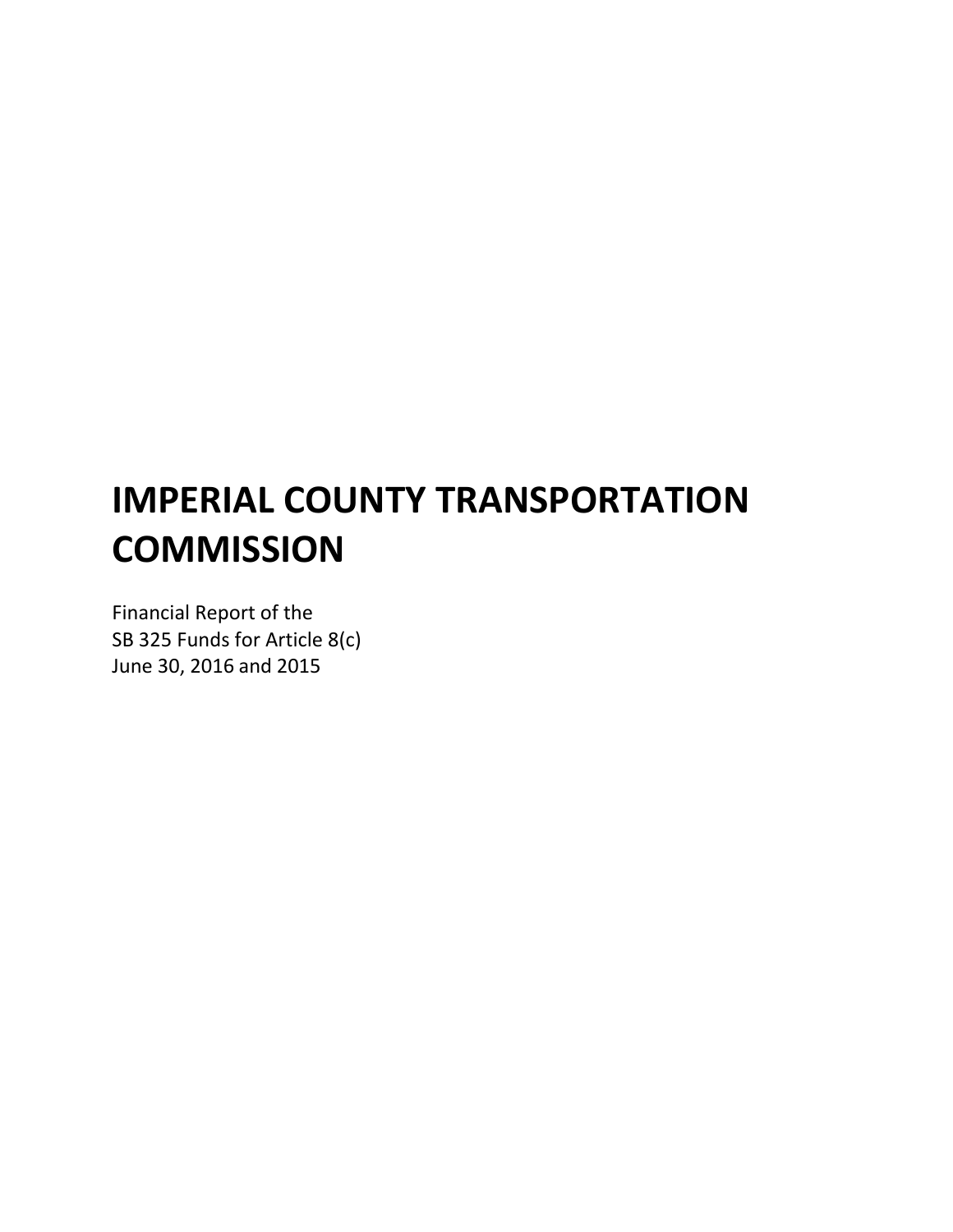# IMPERIAL COUNTY TRANSPORTATION COMMISSION

Financial Report of the
SB 325 Funds for Article 8(c)
June 30, 2016 and 2015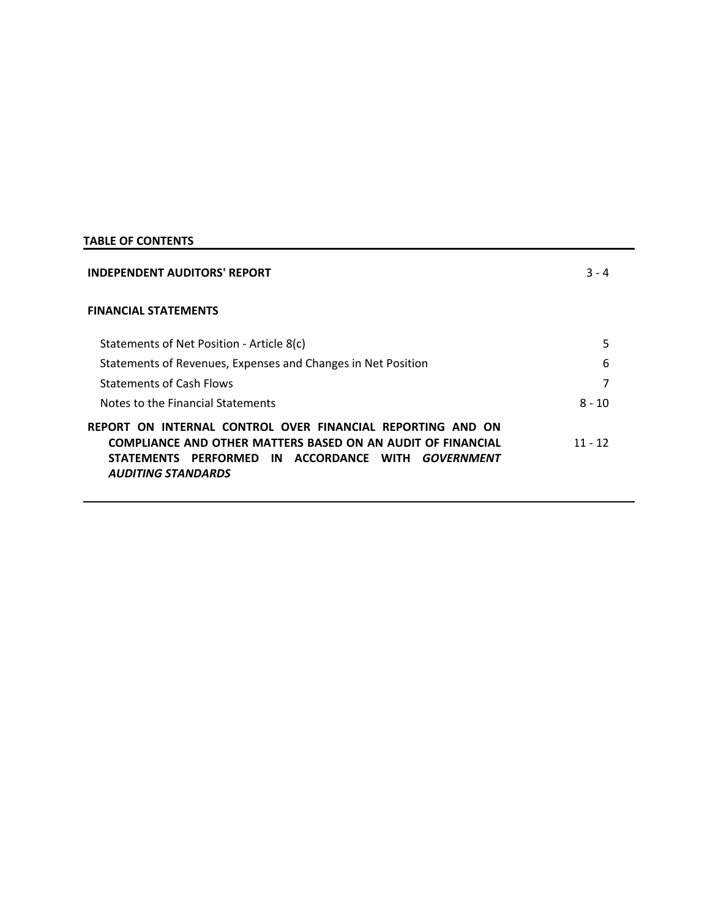## TABLE OF CONTENTS

| | |
|---|---|
| **INDEPENDENT AUDITORS' REPORT** | 3 - 4 |
| **FINANCIAL STATEMENTS** | |
| Statements of Net Position - Article 8(c) | 5 |
| Statements of Revenues, Expenses and Changes in Net Position | 6 |
| Statements of Cash Flows | 7 |
| Notes to the Financial Statements | 8 - 10 |
| **REPORT ON INTERNAL CONTROL OVER FINANCIAL REPORTING AND ON COMPLIANCE AND OTHER MATTERS BASED ON AN AUDIT OF FINANCIAL STATEMENTS PERFORMED IN ACCORDANCE WITH *GOVERNMENT AUDITING STANDARDS*** | 11 - 12 |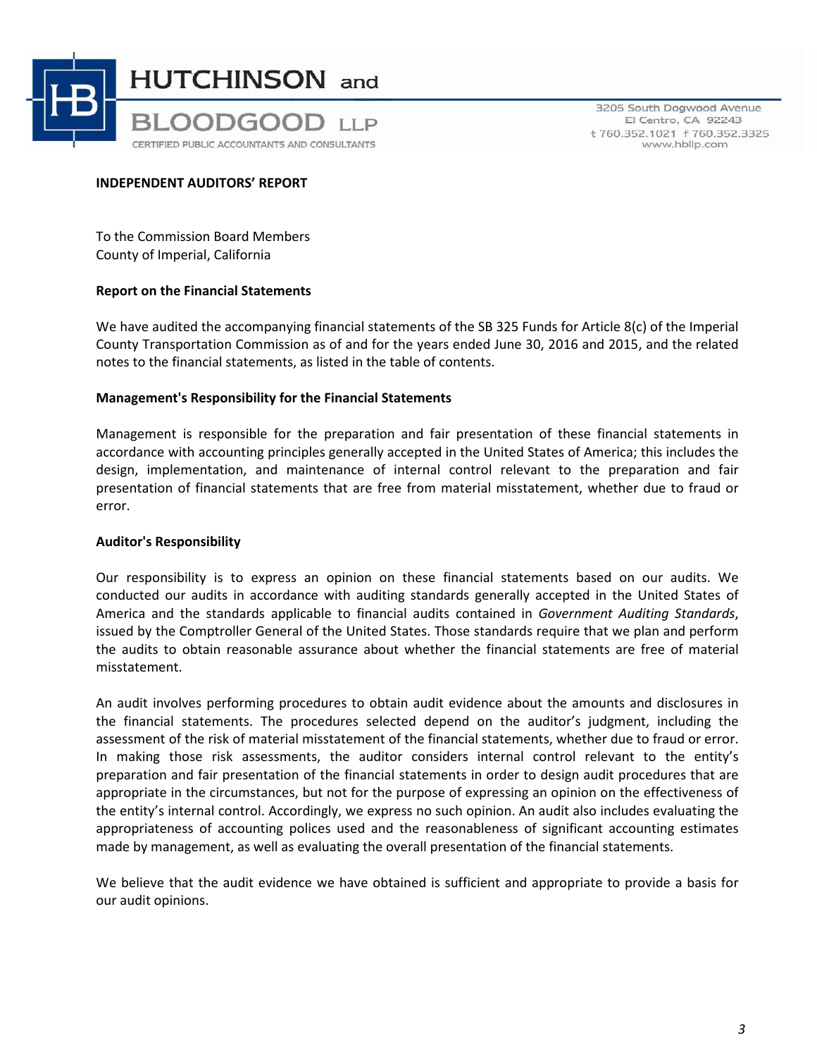**HUTCHINSON and BLOODGOOD LLP**
CERTIFIED PUBLIC ACCOUNTANTS AND CONSULTANTS

3205 South Dogwood Avenue
El Centro, CA 92243
t 760.352.1021 f 760.352.3325
www.hbllp.com

## INDEPENDENT AUDITORS' REPORT

To the Commission Board Members
County of Imperial, California

### Report on the Financial Statements

We have audited the accompanying financial statements of the SB 325 Funds for Article 8(c) of the Imperial County Transportation Commission as of and for the years ended June 30, 2016 and 2015, and the related notes to the financial statements, as listed in the table of contents.

### Management's Responsibility for the Financial Statements

Management is responsible for the preparation and fair presentation of these financial statements in accordance with accounting principles generally accepted in the United States of America; this includes the design, implementation, and maintenance of internal control relevant to the preparation and fair presentation of financial statements that are free from material misstatement, whether due to fraud or error.

### Auditor's Responsibility

Our responsibility is to express an opinion on these financial statements based on our audits. We conducted our audits in accordance with auditing standards generally accepted in the United States of America and the standards applicable to financial audits contained in *Government Auditing Standards*, issued by the Comptroller General of the United States. Those standards require that we plan and perform the audits to obtain reasonable assurance about whether the financial statements are free of material misstatement.

An audit involves performing procedures to obtain audit evidence about the amounts and disclosures in the financial statements. The procedures selected depend on the auditor's judgment, including the assessment of the risk of material misstatement of the financial statements, whether due to fraud or error. In making those risk assessments, the auditor considers internal control relevant to the entity's preparation and fair presentation of the financial statements in order to design audit procedures that are appropriate in the circumstances, but not for the purpose of expressing an opinion on the effectiveness of the entity's internal control. Accordingly, we express no such opinion. An audit also includes evaluating the appropriateness of accounting polices used and the reasonableness of significant accounting estimates made by management, as well as evaluating the overall presentation of the financial statements.

We believe that the audit evidence we have obtained is sufficient and appropriate to provide a basis for our audit opinions.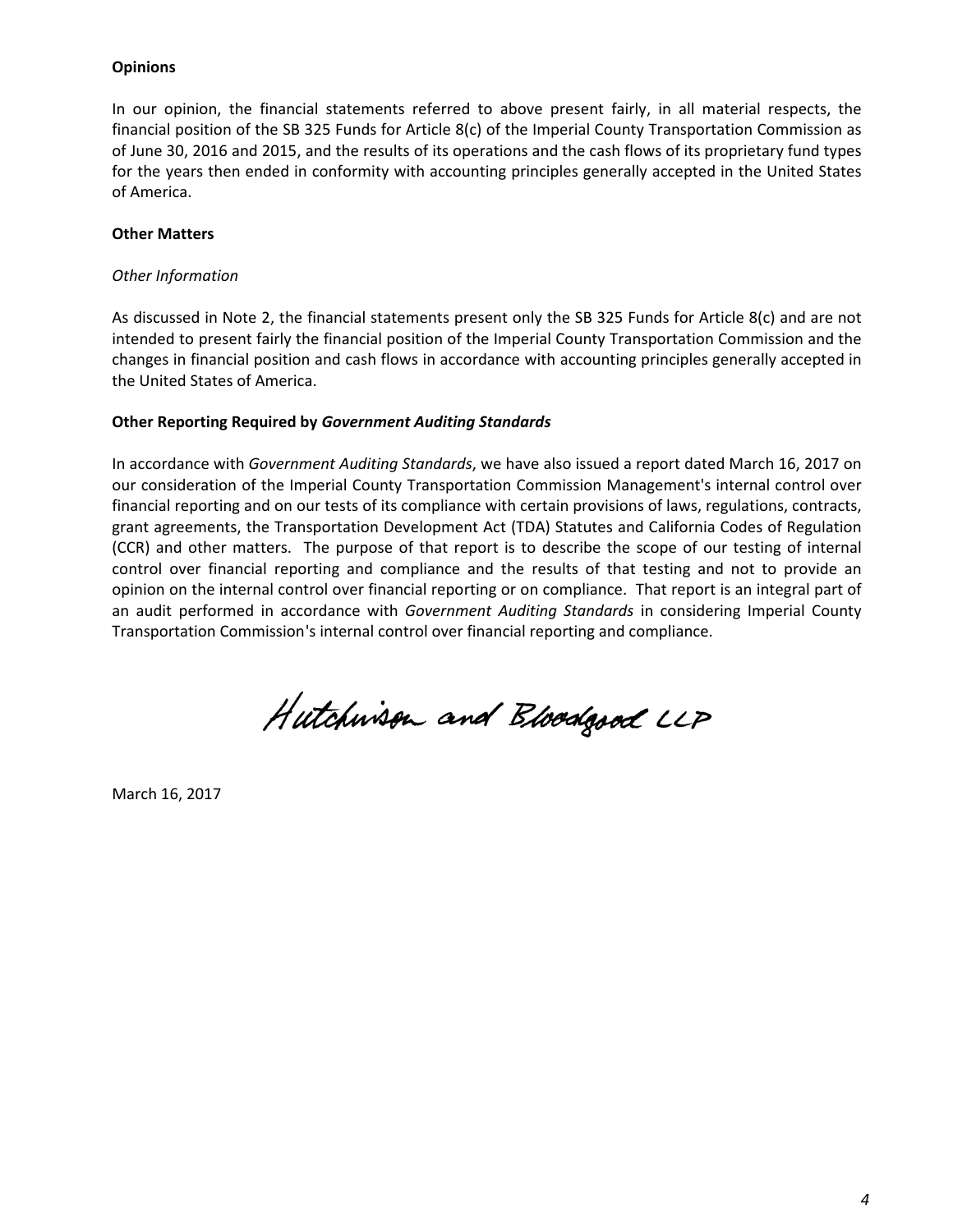**Opinions**

In our opinion, the financial statements referred to above present fairly, in all material respects, the financial position of the SB 325 Funds for Article 8(c) of the Imperial County Transportation Commission as of June 30, 2016 and 2015, and the results of its operations and the cash flows of its proprietary fund types for the years then ended in conformity with accounting principles generally accepted in the United States of America.

**Other Matters**

*Other Information*

As discussed in Note 2, the financial statements present only the SB 325 Funds for Article 8(c) and are not intended to present fairly the financial position of the Imperial County Transportation Commission and the changes in financial position and cash flows in accordance with accounting principles generally accepted in the United States of America.

**Other Reporting Required by *Government Auditing Standards***

In accordance with *Government Auditing Standards*, we have also issued a report dated March 16, 2017 on our consideration of the Imperial County Transportation Commission Management's internal control over financial reporting and on our tests of its compliance with certain provisions of laws, regulations, contracts, grant agreements, the Transportation Development Act (TDA) Statutes and California Codes of Regulation (CCR) and other matters. The purpose of that report is to describe the scope of our testing of internal control over financial reporting and compliance and the results of that testing and not to provide an opinion on the internal control over financial reporting or on compliance. That report is an integral part of an audit performed in accordance with *Government Auditing Standards* in considering Imperial County Transportation Commission's internal control over financial reporting and compliance.

Hutchison and Bloodgood LLP

March 16, 2017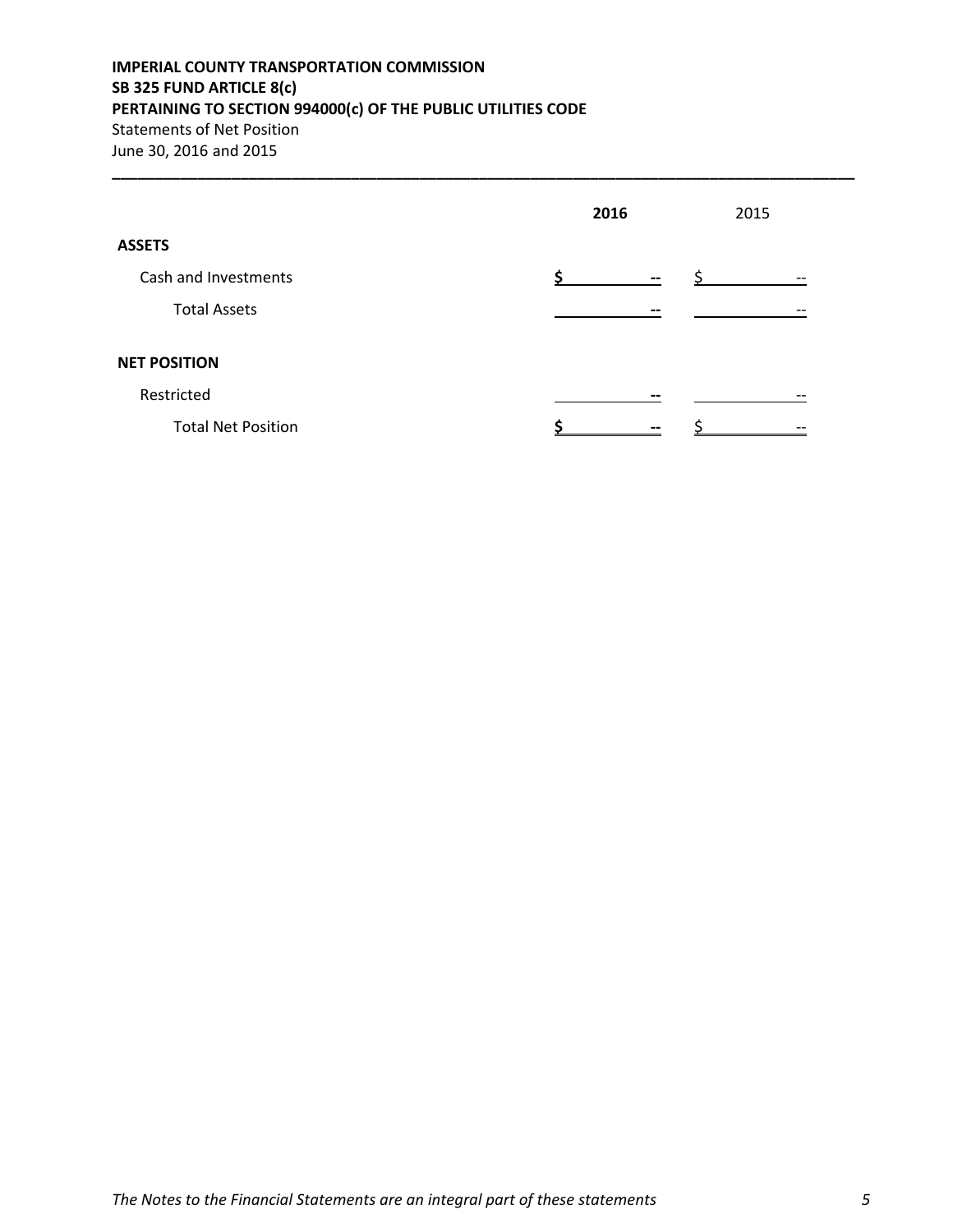**IMPERIAL COUNTY TRANSPORTATION COMMISSION**
**SB 325 FUND ARTICLE 8(c)**
**PERTAINING TO SECTION 994000(c) OF THE PUBLIC UTILITIES CODE**
Statements of Net Position
June 30, 2016 and 2015

| | **2016** | 2015 |
|---|---|---|
| **ASSETS** | | |
| Cash and Investments | **$ --** | $ -- |
| Total Assets | **--** | -- |
| **NET POSITION** | | |
| Restricted | **--** | -- |
| Total Net Position | **$ --** | $ -- |

*The Notes to the Financial Statements are an integral part of these statements*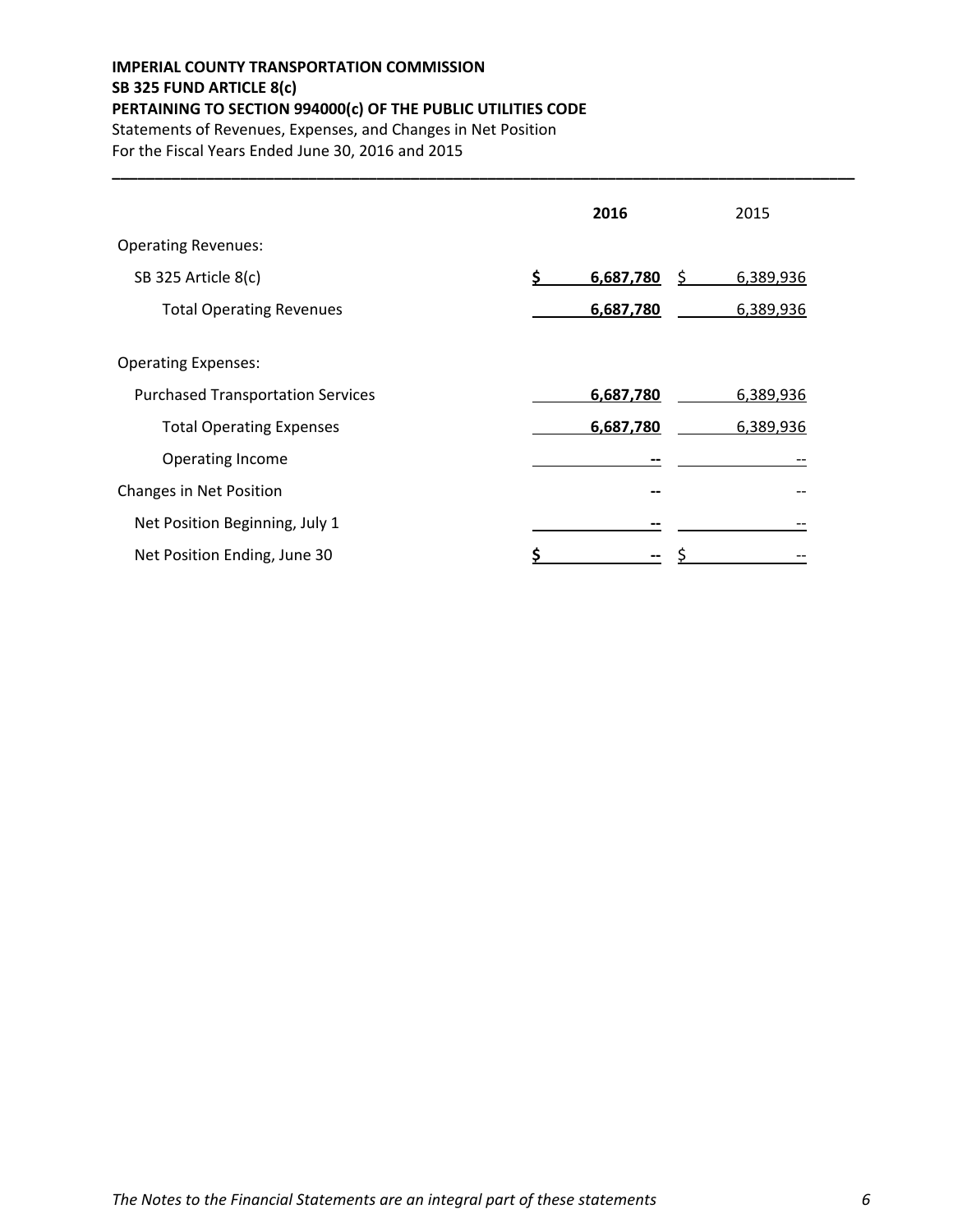**IMPERIAL COUNTY TRANSPORTATION COMMISSION**
**SB 325 FUND ARTICLE 8(c)**
**PERTAINING TO SECTION 994000(c) OF THE PUBLIC UTILITIES CODE**
Statements of Revenues, Expenses, and Changes in Net Position
For the Fiscal Years Ended June 30, 2016 and 2015

| | **2016** | 2015 |
|---|---|---|
| Operating Revenues: | | |
| SB 325 Article 8(c) | **$ 6,687,780** | $ 6,389,936 |
| Total Operating Revenues | **6,687,780** | 6,389,936 |
| Operating Expenses: | | |
| Purchased Transportation Services | **6,687,780** | 6,389,936 |
| Total Operating Expenses | **6,687,780** | 6,389,936 |
| Operating Income | **--** | -- |
| Changes in Net Position | **--** | -- |
| Net Position Beginning, July 1 | **--** | -- |
| Net Position Ending, June 30 | **$ --** | $ -- |

*The Notes to the Financial Statements are an integral part of these statements*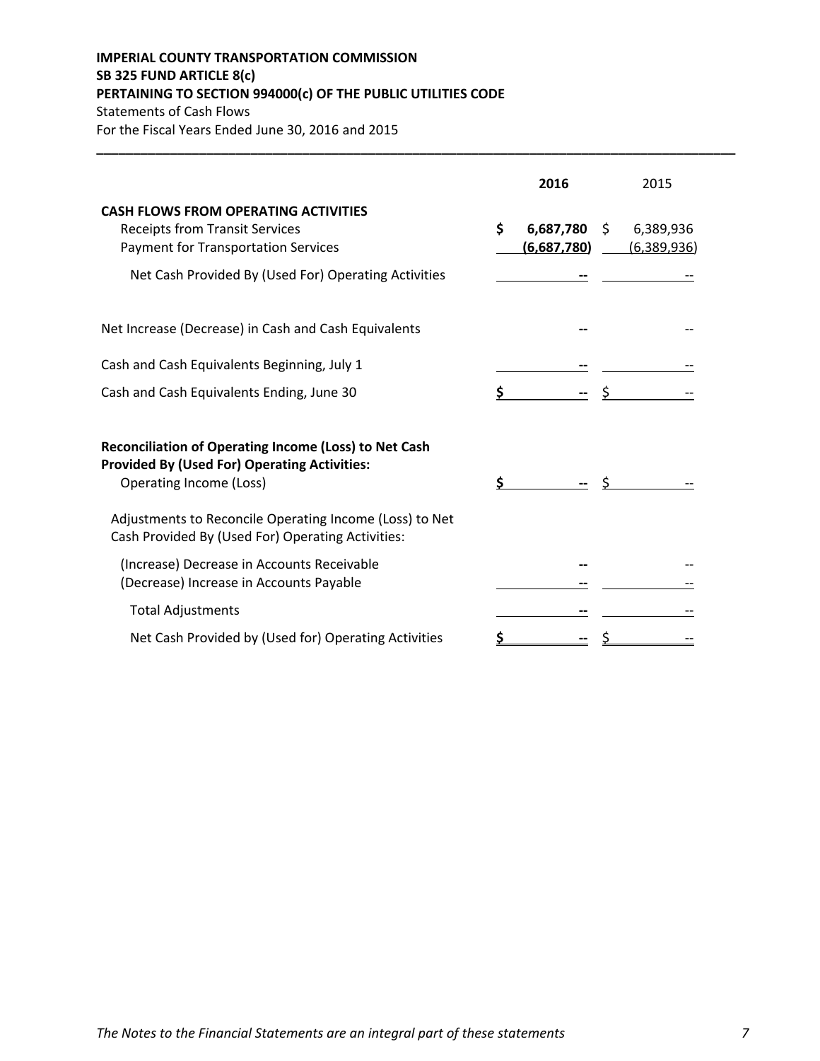**IMPERIAL COUNTY TRANSPORTATION COMMISSION**
**SB 325 FUND ARTICLE 8(c)**
**PERTAINING TO SECTION 994000(c) OF THE PUBLIC UTILITIES CODE**
Statements of Cash Flows
For the Fiscal Years Ended June 30, 2016 and 2015

| | **2016** | 2015 |
|---|---|---|
| **CASH FLOWS FROM OPERATING ACTIVITIES** | | |
| Receipts from Transit Services | **$ 6,687,780** | $ 6,389,936 |
| Payment for Transportation Services | **(6,687,780)** | (6,389,936) |
| Net Cash Provided By (Used For) Operating Activities | **--** | -- |
| Net Increase (Decrease) in Cash and Cash Equivalents | **--** | -- |
| Cash and Cash Equivalents Beginning, July 1 | **--** | -- |
| Cash and Cash Equivalents Ending, June 30 | **$ --** | $ -- |
| **Reconciliation of Operating Income (Loss) to Net Cash Provided By (Used For) Operating Activities:** | | |
| Operating Income (Loss) | **$ --** | $ -- |
| Adjustments to Reconcile Operating Income (Loss) to Net Cash Provided By (Used For) Operating Activities: | | |
| (Increase) Decrease in Accounts Receivable | **--** | -- |
| (Decrease) Increase in Accounts Payable | **--** | -- |
| Total Adjustments | **--** | -- |
| Net Cash Provided by (Used for) Operating Activities | **$ --** | $ -- |

*The Notes to the Financial Statements are an integral part of these statements*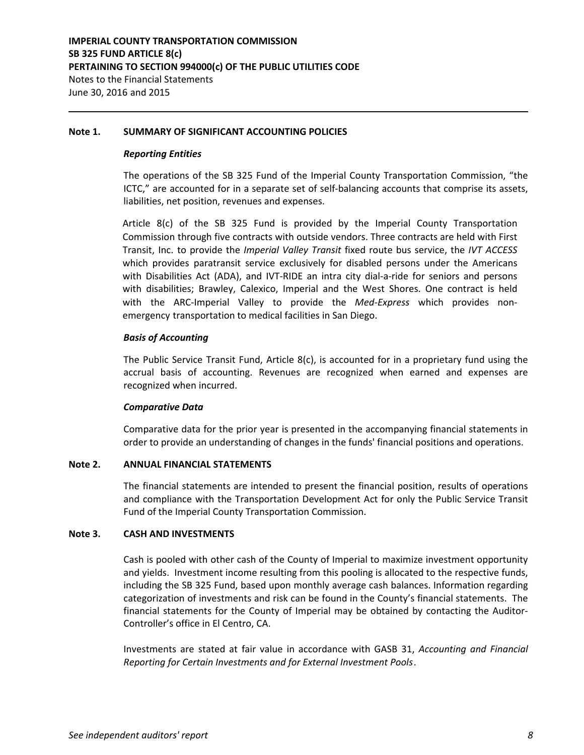**IMPERIAL COUNTY TRANSPORTATION COMMISSION**
**SB 325 FUND ARTICLE 8(c)**
**PERTAINING TO SECTION 994000(c) OF THE PUBLIC UTILITIES CODE**
Notes to the Financial Statements
June 30, 2016 and 2015

## Note 1. SUMMARY OF SIGNIFICANT ACCOUNTING POLICIES

***Reporting Entities***

The operations of the SB 325 Fund of the Imperial County Transportation Commission, "the ICTC," are accounted for in a separate set of self-balancing accounts that comprise its assets, liabilities, net position, revenues and expenses.

Article 8(c) of the SB 325 Fund is provided by the Imperial County Transportation Commission through five contracts with outside vendors. Three contracts are held with First Transit, Inc. to provide the *Imperial Valley Transit* fixed route bus service, the *IVT ACCESS* which provides paratransit service exclusively for disabled persons under the Americans with Disabilities Act (ADA), and IVT-RIDE an intra city dial-a-ride for seniors and persons with disabilities; Brawley, Calexico, Imperial and the West Shores. One contract is held with the ARC-Imperial Valley to provide the *Med-Express* which provides non-emergency transportation to medical facilities in San Diego.

***Basis of Accounting***

The Public Service Transit Fund, Article 8(c), is accounted for in a proprietary fund using the accrual basis of accounting. Revenues are recognized when earned and expenses are recognized when incurred.

***Comparative Data***

Comparative data for the prior year is presented in the accompanying financial statements in order to provide an understanding of changes in the funds' financial positions and operations.

## Note 2. ANNUAL FINANCIAL STATEMENTS

The financial statements are intended to present the financial position, results of operations and compliance with the Transportation Development Act for only the Public Service Transit Fund of the Imperial County Transportation Commission.

## Note 3. CASH AND INVESTMENTS

Cash is pooled with other cash of the County of Imperial to maximize investment opportunity and yields. Investment income resulting from this pooling is allocated to the respective funds, including the SB 325 Fund, based upon monthly average cash balances. Information regarding categorization of investments and risk can be found in the County's financial statements. The financial statements for the County of Imperial may be obtained by contacting the Auditor-Controller's office in El Centro, CA.

Investments are stated at fair value in accordance with GASB 31, *Accounting and Financial Reporting for Certain Investments and for External Investment Pools*.

*See independent auditors' report*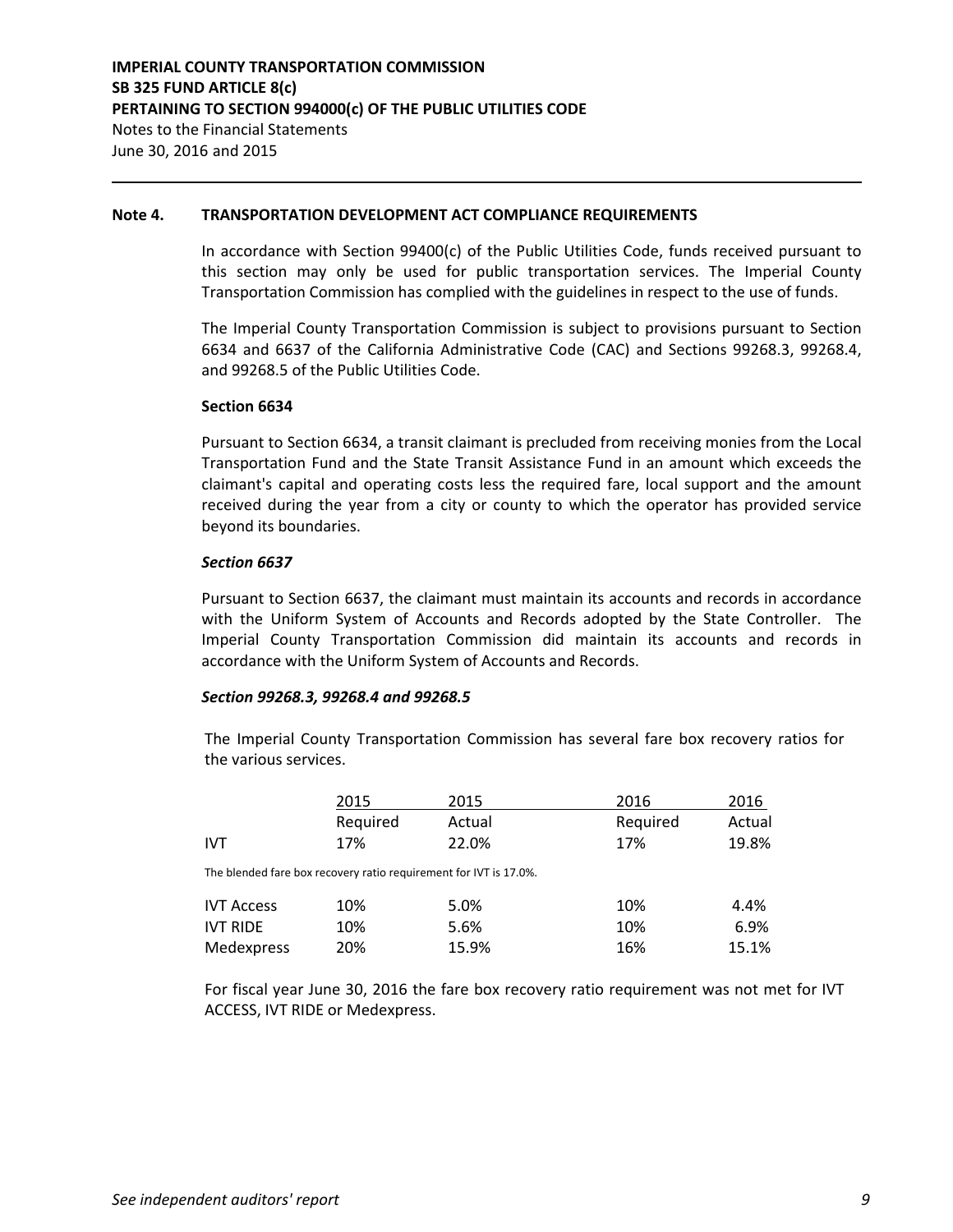**IMPERIAL COUNTY TRANSPORTATION COMMISSION**
**SB 325 FUND ARTICLE 8(c)**
**PERTAINING TO SECTION 994000(c) OF THE PUBLIC UTILITIES CODE**
Notes to the Financial Statements
June 30, 2016 and 2015

### Note 4. TRANSPORTATION DEVELOPMENT ACT COMPLIANCE REQUIREMENTS

In accordance with Section 99400(c) of the Public Utilities Code, funds received pursuant to this section may only be used for public transportation services. The Imperial County Transportation Commission has complied with the guidelines in respect to the use of funds.

The Imperial County Transportation Commission is subject to provisions pursuant to Section 6634 and 6637 of the California Administrative Code (CAC) and Sections 99268.3, 99268.4, and 99268.5 of the Public Utilities Code.

**Section 6634**

Pursuant to Section 6634, a transit claimant is precluded from receiving monies from the Local Transportation Fund and the State Transit Assistance Fund in an amount which exceeds the claimant's capital and operating costs less the required fare, local support and the amount received during the year from a city or county to which the operator has provided service beyond its boundaries.

***Section 6637***

Pursuant to Section 6637, the claimant must maintain its accounts and records in accordance with the Uniform System of Accounts and Records adopted by the State Controller. The Imperial County Transportation Commission did maintain its accounts and records in accordance with the Uniform System of Accounts and Records.

***Section 99268.3, 99268.4 and 99268.5***

The Imperial County Transportation Commission has several fare box recovery ratios for the various services.

| | 2015 Required | 2015 Actual | 2016 Required | 2016 Actual |
|---|---|---|---|---|
| IVT | 17% | 22.0% | 17% | 19.8% |

The blended fare box recovery ratio requirement for IVT is 17.0%.

| | 2015 Required | 2015 Actual | 2016 Required | 2016 Actual |
|---|---|---|---|---|
| IVT Access | 10% | 5.0% | 10% | 4.4% |
| IVT RIDE | 10% | 5.6% | 10% | 6.9% |
| Medexpress | 20% | 15.9% | 16% | 15.1% |

For fiscal year June 30, 2016 the fare box recovery ratio requirement was not met for IVT ACCESS, IVT RIDE or Medexpress.

*See independent auditors' report*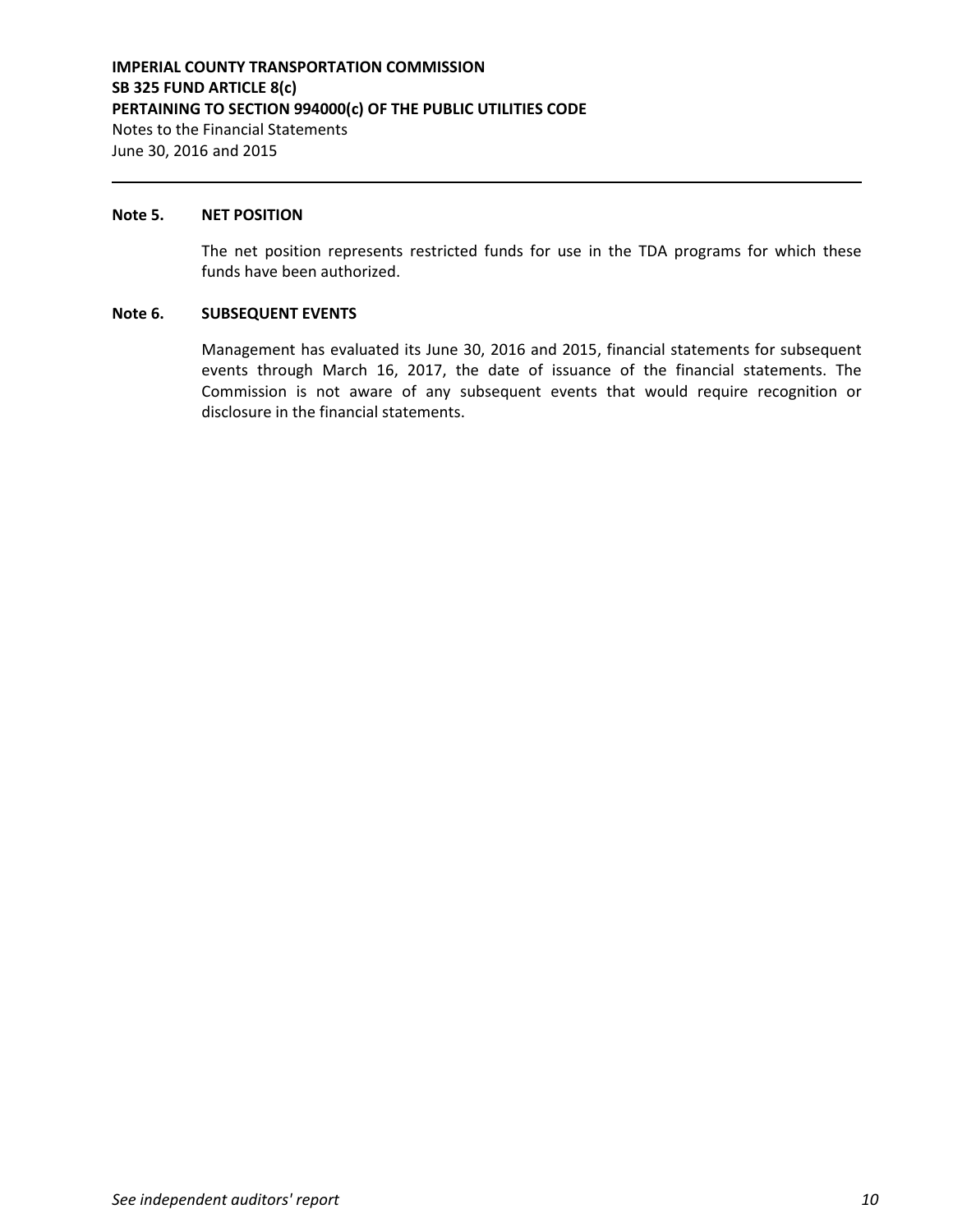**IMPERIAL COUNTY TRANSPORTATION COMMISSION**
**SB 325 FUND ARTICLE 8(c)**
**PERTAINING TO SECTION 994000(c) OF THE PUBLIC UTILITIES CODE**
Notes to the Financial Statements
June 30, 2016 and 2015

**Note 5. NET POSITION**

The net position represents restricted funds for use in the TDA programs for which these funds have been authorized.

**Note 6. SUBSEQUENT EVENTS**

Management has evaluated its June 30, 2016 and 2015, financial statements for subsequent events through March 16, 2017, the date of issuance of the financial statements. The Commission is not aware of any subsequent events that would require recognition or disclosure in the financial statements.

*See independent auditors' report*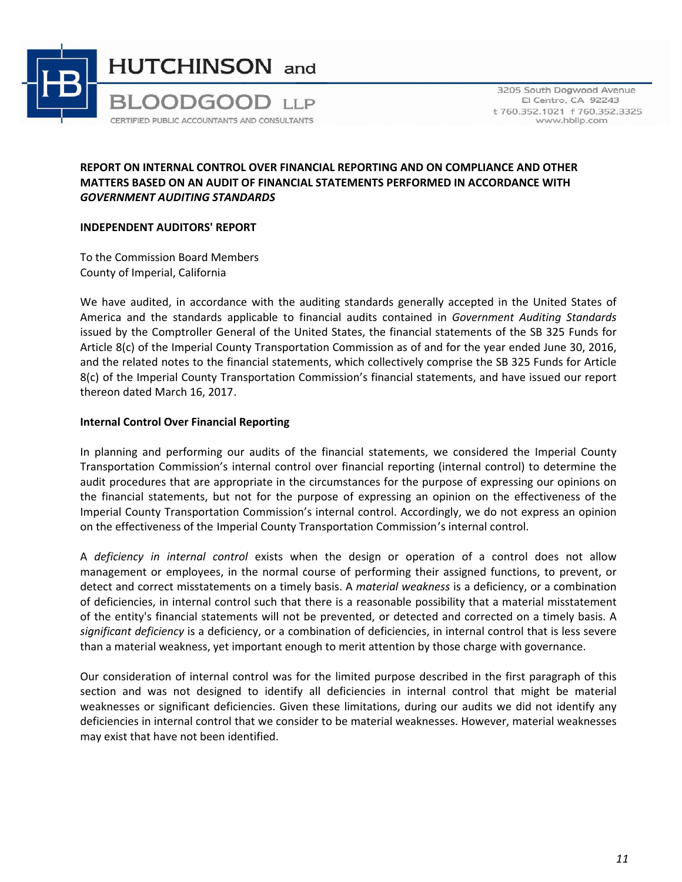**HUTCHINSON and BLOODGOOD LLP**
CERTIFIED PUBLIC ACCOUNTANTS AND CONSULTANTS

3205 South Dogwood Avenue
El Centro, CA 92243
t 760.352.1021 f 760.352.3325
www.hbllp.com

## REPORT ON INTERNAL CONTROL OVER FINANCIAL REPORTING AND ON COMPLIANCE AND OTHER MATTERS BASED ON AN AUDIT OF FINANCIAL STATEMENTS PERFORMED IN ACCORDANCE WITH *GOVERNMENT AUDITING STANDARDS*

### INDEPENDENT AUDITORS' REPORT

To the Commission Board Members
County of Imperial, California

We have audited, in accordance with the auditing standards generally accepted in the United States of America and the standards applicable to financial audits contained in *Government Auditing Standards* issued by the Comptroller General of the United States, the financial statements of the SB 325 Funds for Article 8(c) of the Imperial County Transportation Commission as of and for the year ended June 30, 2016, and the related notes to the financial statements, which collectively comprise the SB 325 Funds for Article 8(c) of the Imperial County Transportation Commission's financial statements, and have issued our report thereon dated March 16, 2017.

### Internal Control Over Financial Reporting

In planning and performing our audits of the financial statements, we considered the Imperial County Transportation Commission's internal control over financial reporting (internal control) to determine the audit procedures that are appropriate in the circumstances for the purpose of expressing our opinions on the financial statements, but not for the purpose of expressing an opinion on the effectiveness of the Imperial County Transportation Commission's internal control. Accordingly, we do not express an opinion on the effectiveness of the Imperial County Transportation Commission's internal control.

A *deficiency in internal control* exists when the design or operation of a control does not allow management or employees, in the normal course of performing their assigned functions, to prevent, or detect and correct misstatements on a timely basis. A *material weakness* is a deficiency, or a combination of deficiencies, in internal control such that there is a reasonable possibility that a material misstatement of the entity's financial statements will not be prevented, or detected and corrected on a timely basis. A *significant deficiency* is a deficiency, or a combination of deficiencies, in internal control that is less severe than a material weakness, yet important enough to merit attention by those charge with governance.

Our consideration of internal control was for the limited purpose described in the first paragraph of this section and was not designed to identify all deficiencies in internal control that might be material weaknesses or significant deficiencies. Given these limitations, during our audits we did not identify any deficiencies in internal control that we consider to be material weaknesses. However, material weaknesses may exist that have not been identified.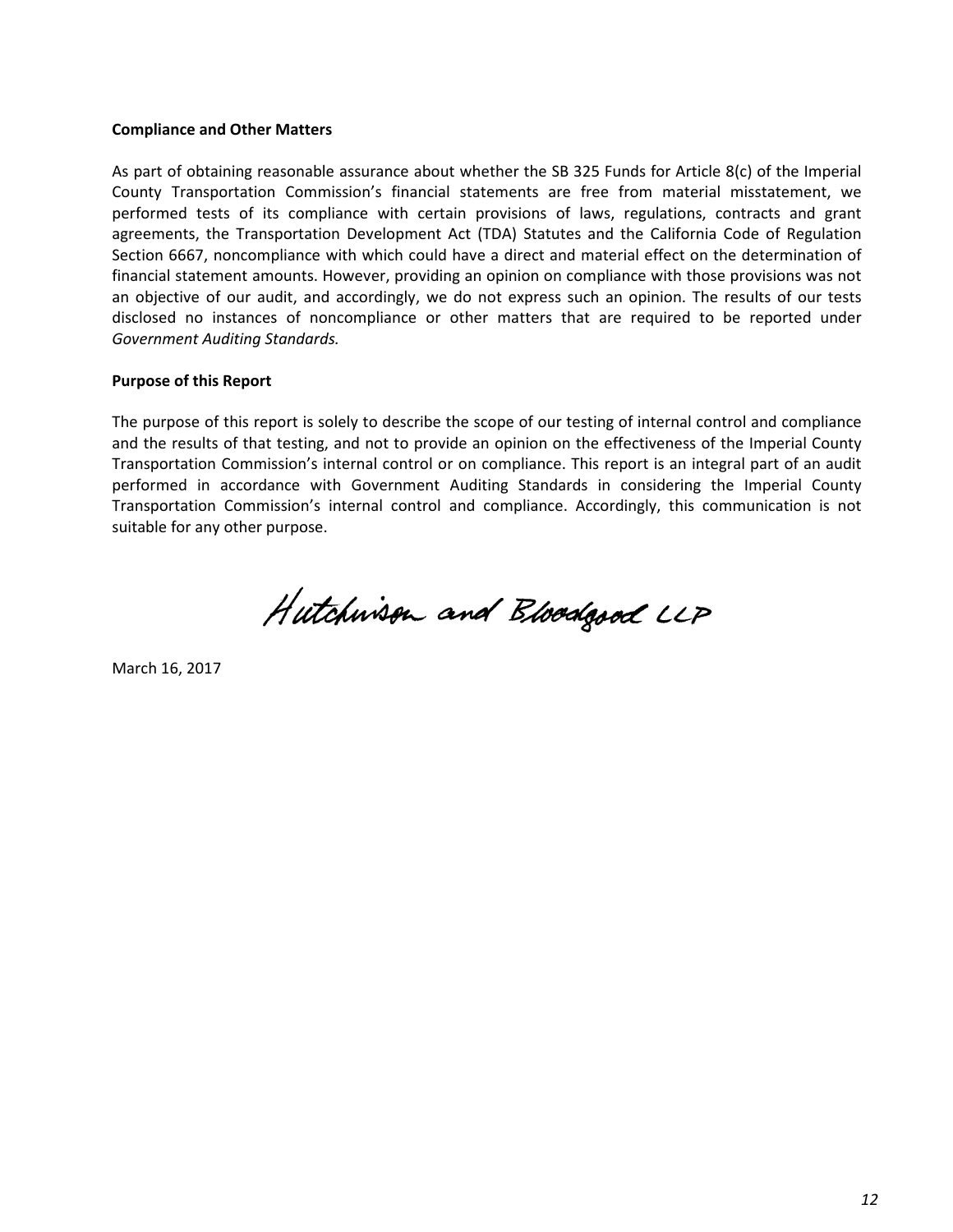**Compliance and Other Matters**

As part of obtaining reasonable assurance about whether the SB 325 Funds for Article 8(c) of the Imperial County Transportation Commission's financial statements are free from material misstatement, we performed tests of its compliance with certain provisions of laws, regulations, contracts and grant agreements, the Transportation Development Act (TDA) Statutes and the California Code of Regulation Section 6667, noncompliance with which could have a direct and material effect on the determination of financial statement amounts. However, providing an opinion on compliance with those provisions was not an objective of our audit, and accordingly, we do not express such an opinion. The results of our tests disclosed no instances of noncompliance or other matters that are required to be reported under *Government Auditing Standards.*

**Purpose of this Report**

The purpose of this report is solely to describe the scope of our testing of internal control and compliance and the results of that testing, and not to provide an opinion on the effectiveness of the Imperial County Transportation Commission's internal control or on compliance. This report is an integral part of an audit performed in accordance with Government Auditing Standards in considering the Imperial County Transportation Commission's internal control and compliance. Accordingly, this communication is not suitable for any other purpose.

Hutchison and Bloodgood LLP

March 16, 2017